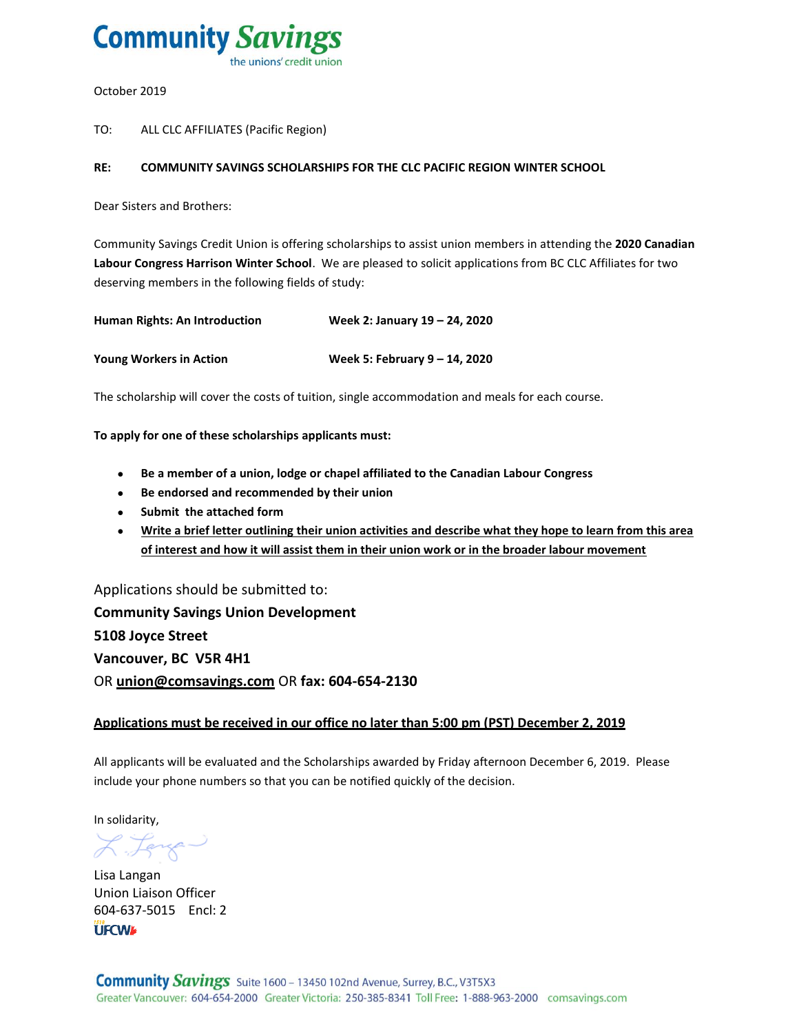# Community Savings

the unions' credit union

October 2019

TO: ALL CLC AFFILIATES (Pacific Region)

**RE: COMMUNITY SAVINGS SCHOLARSHIPS FOR THE CLC PACIFIC REGION WINTER SCHOOL**

Dear Sisters and Brothers:

Community Savings Credit Union is offering scholarships to assist union members in attending the **2020 Canadian Labour Congress Harrison Winter School**. We are pleased to solicit applications from BC CLC Affiliates for two deserving members in the following fields of study:

| | |
|---|---|
| **Human Rights: An Introduction** | **Week 2: January 19 – 24, 2020** |
| **Young Workers in Action** | **Week 5: February 9 – 14, 2020** |

The scholarship will cover the costs of tuition, single accommodation and meals for each course.

**To apply for one of these scholarships applicants must:**

- **Be a member of a union, lodge or chapel affiliated to the Canadian Labour Congress**
- **Be endorsed and recommended by their union**
- **Submit the attached form**
- **Write a brief letter outlining their union activities and describe what they hope to learn from this area of interest and how it will assist them in their union work or in the broader labour movement**

Applications should be submitted to:
**Community Savings Union Development**
**5108 Joyce Street**
**Vancouver, BC V5R 4H1**
OR **union@comsavings.com** OR **fax: 604-654-2130**

**Applications must be received in our office no later than 5:00 pm (PST) December 2, 2019**

All applicants will be evaluated and the Scholarships awarded by Friday afternoon December 6, 2019. Please include your phone numbers so that you can be notified quickly of the decision.

In solidarity,

Lisa Langan
Union Liaison Officer
604-637-5015 Encl: 2

UFCW 1518

Community Savings Suite 1600 – 13450 102nd Avenue, Surrey, B.C., V3T5X3
Greater Vancouver: 604-654-2000 Greater Victoria: 250-385-8341 Toll Free: 1-888-963-2000 comsavings.com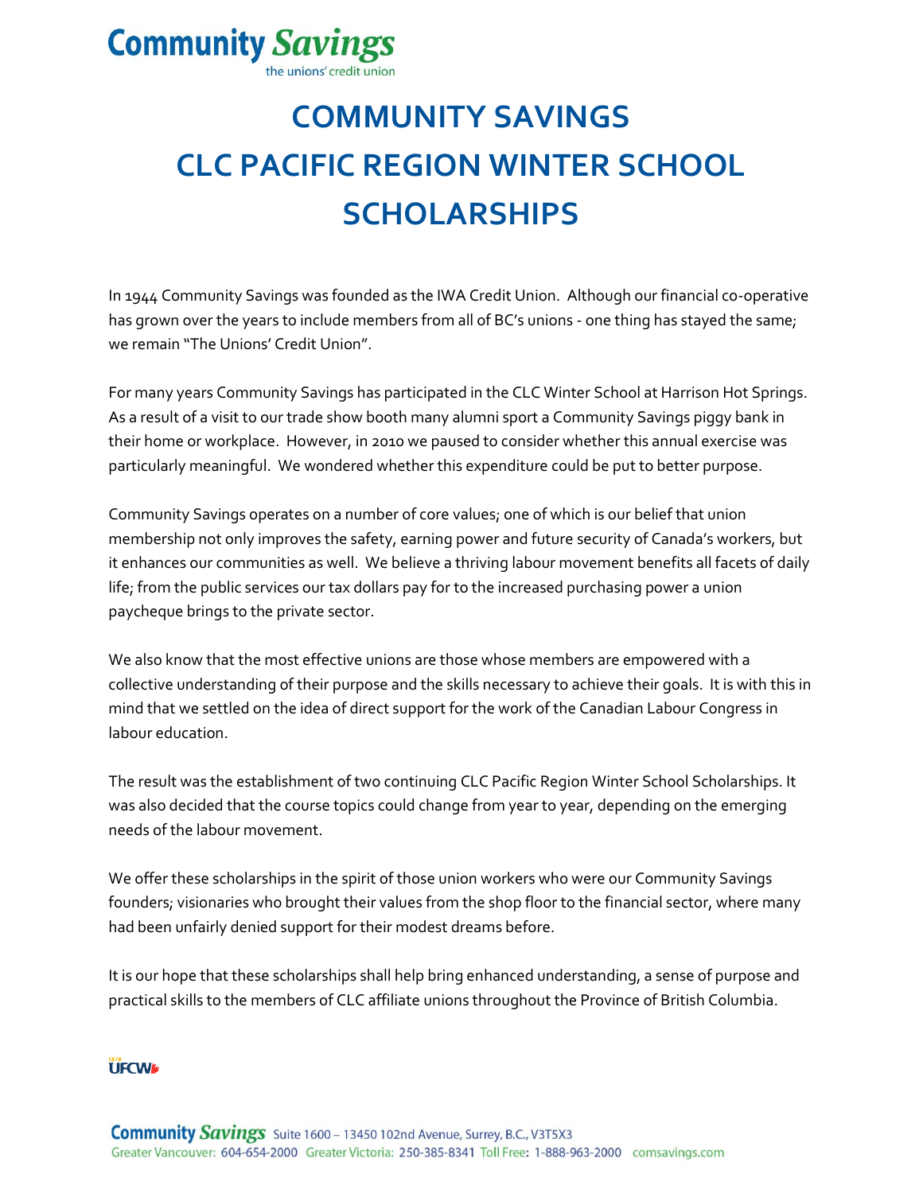# COMMUNITY SAVINGS CLC PACIFIC REGION WINTER SCHOOL SCHOLARSHIPS

In 1944 Community Savings was founded as the IWA Credit Union. Although our financial co-operative has grown over the years to include members from all of BC's unions - one thing has stayed the same; we remain "The Unions' Credit Union".

For many years Community Savings has participated in the CLC Winter School at Harrison Hot Springs. As a result of a visit to our trade show booth many alumni sport a Community Savings piggy bank in their home or workplace. However, in 2010 we paused to consider whether this annual exercise was particularly meaningful. We wondered whether this expenditure could be put to better purpose.

Community Savings operates on a number of core values; one of which is our belief that union membership not only improves the safety, earning power and future security of Canada's workers, but it enhances our communities as well. We believe a thriving labour movement benefits all facets of daily life; from the public services our tax dollars pay for to the increased purchasing power a union paycheque brings to the private sector.

We also know that the most effective unions are those whose members are empowered with a collective understanding of their purpose and the skills necessary to achieve their goals. It is with this in mind that we settled on the idea of direct support for the work of the Canadian Labour Congress in labour education.

The result was the establishment of two continuing CLC Pacific Region Winter School Scholarships. It was also decided that the course topics could change from year to year, depending on the emerging needs of the labour movement.

We offer these scholarships in the spirit of those union workers who were our Community Savings founders; visionaries who brought their values from the shop floor to the financial sector, where many had been unfairly denied support for their modest dreams before.

It is our hope that these scholarships shall help bring enhanced understanding, a sense of purpose and practical skills to the members of CLC affiliate unions throughout the Province of British Columbia.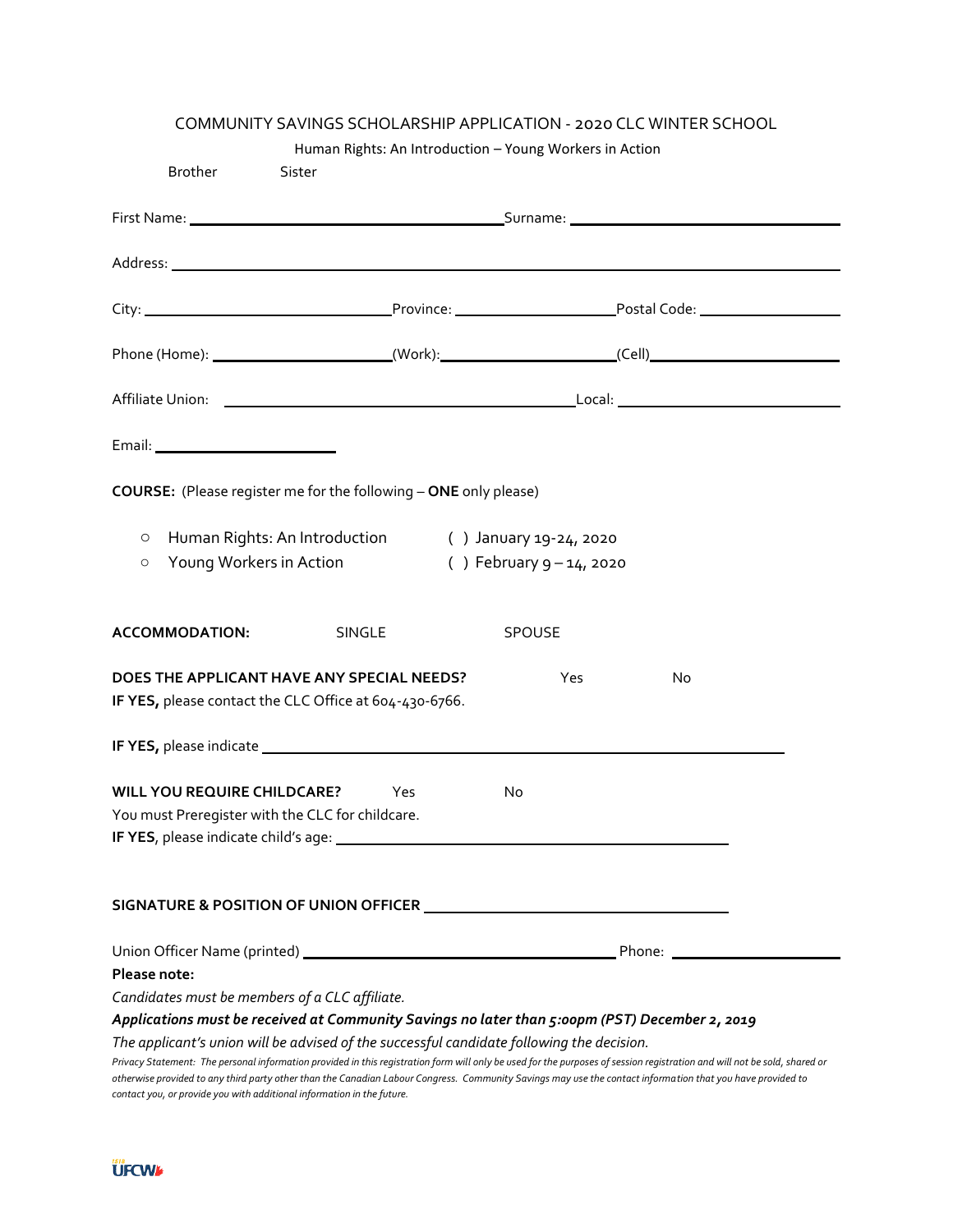COMMUNITY SAVINGS SCHOLARSHIP APPLICATION - 2020 CLC WINTER SCHOOL

Human Rights: An Introduction – Young Workers in Action

Brother Sister

First Name: ________________________ Surname: ________________________

Address: ________________________________________________

City: ________________ Province: ____________ Postal Code: ____________

Phone (Home): ____________ (Work): ____________ (Cell) ____________

Affiliate Union: ________________________ Local: ________________

Email: ________________

**COURSE:** (Please register me for the following – **ONE** only please)

- Human Rights: An Introduction ( ) January 19-24, 2020
- Young Workers in Action ( ) February 9 – 14, 2020

**ACCOMMODATION:** SINGLE SPOUSE

**DOES THE APPLICANT HAVE ANY SPECIAL NEEDS?** Yes No

**IF YES,** please contact the CLC Office at 604-430-6766.

**IF YES,** please indicate ________________________________________

**WILL YOU REQUIRE CHILDCARE?** Yes No

You must Preregister with the CLC for childcare.

**IF YES**, please indicate child's age: ________________________

**SIGNATURE & POSITION OF UNION OFFICER** ________________________

Union Officer Name (printed) ________________________ Phone: ____________

**Please note:**

*Candidates must be members of a CLC affiliate.*

***Applications must be received at Community Savings no later than 5:00pm (PST) December 2, 2019***

*The applicant's union will be advised of the successful candidate following the decision.*

*Privacy Statement: The personal information provided in this registration form will only be used for the purposes of session registration and will not be sold, shared or otherwise provided to any third party other than the Canadian Labour Congress. Community Savings may use the contact information that you have provided to contact you, or provide you with additional information in the future.*

UFCW